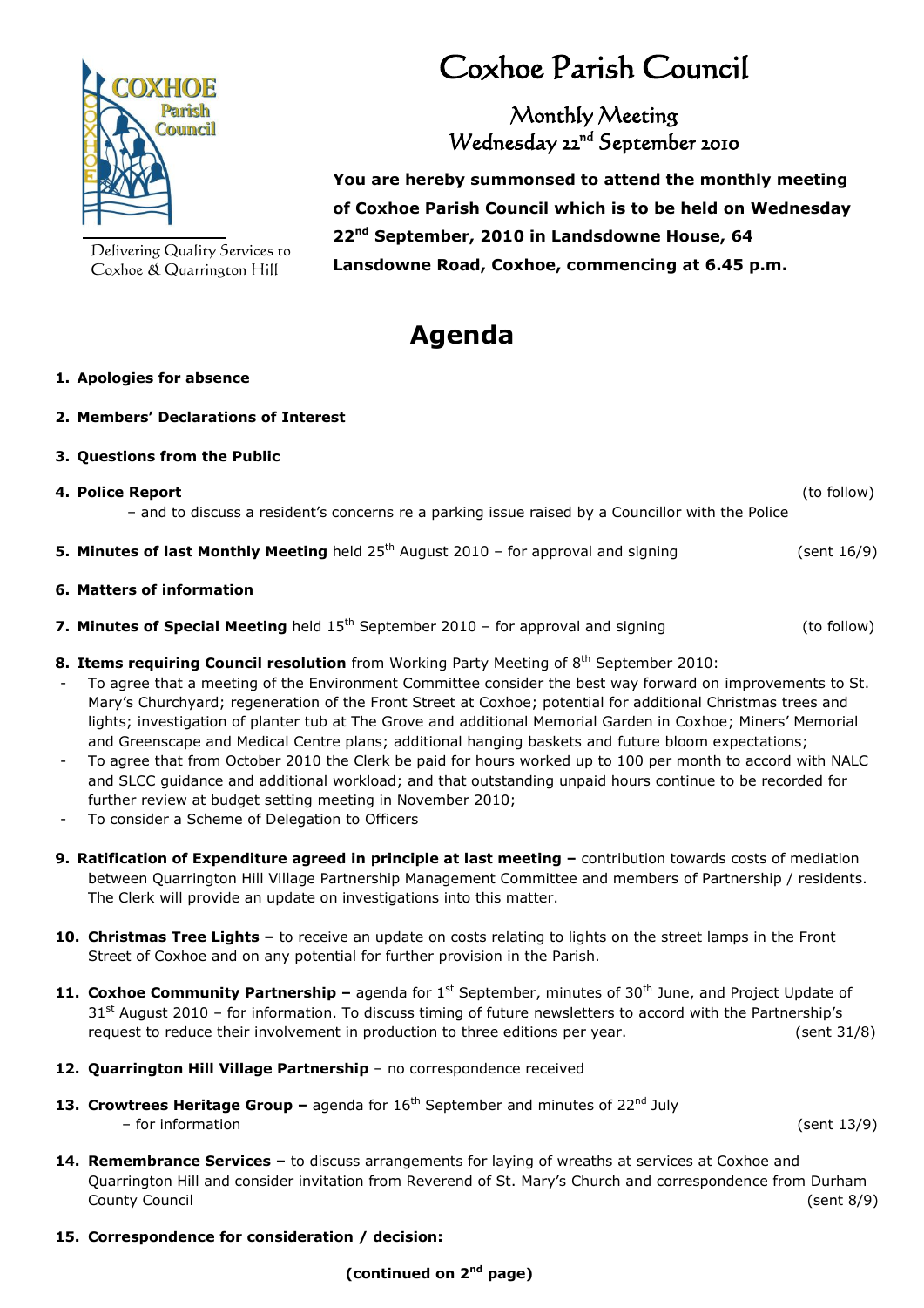# Coxhoe Parish Council

Delivering Quality Services to Coxhoe & Quarrington Hill

## Monthly Meeting
## Wednesday 22nd September 2010

**You are hereby summonsed to attend the monthly meeting of Coxhoe Parish Council which is to be held on Wednesday 22nd September, 2010 in Landsdowne House, 64 Lansdowne Road, Coxhoe, commencing at 6.45 p.m.**

# Agenda

1. **Apologies for absence**

2. **Members' Declarations of Interest**

3. **Questions from the Public**

4. **Police Report** (to follow)
   – and to discuss a resident's concerns re a parking issue raised by a Councillor with the Police

5. **Minutes of last Monthly Meeting** held 25th August 2010 – for approval and signing (sent 16/9)

6. **Matters of information**

7. **Minutes of Special Meeting** held 15th September 2010 – for approval and signing (to follow)

8. **Items requiring Council resolution** from Working Party Meeting of 8th September 2010:
   - To agree that a meeting of the Environment Committee consider the best way forward on improvements to St. Mary's Churchyard; regeneration of the Front Street at Coxhoe; potential for additional Christmas trees and lights; investigation of planter tub at The Grove and additional Memorial Garden in Coxhoe; Miners' Memorial and Greenscape and Medical Centre plans; additional hanging baskets and future bloom expectations;
   - To agree that from October 2010 the Clerk be paid for hours worked up to 100 per month to accord with NALC and SLCC guidance and additional workload; and that outstanding unpaid hours continue to be recorded for further review at budget setting meeting in November 2010;
   - To consider a Scheme of Delegation to Officers

9. **Ratification of Expenditure agreed in principle at last meeting –** contribution towards costs of mediation between Quarrington Hill Village Partnership Management Committee and members of Partnership / residents. The Clerk will provide an update on investigations into this matter.

10. **Christmas Tree Lights –** to receive an update on costs relating to lights on the street lamps in the Front Street of Coxhoe and on any potential for further provision in the Parish.

11. **Coxhoe Community Partnership –** agenda for 1st September, minutes of 30th June, and Project Update of 31st August 2010 – for information. To discuss timing of future newsletters to accord with the Partnership's request to reduce their involvement in production to three editions per year. (sent 31/8)

12. **Quarrington Hill Village Partnership** – no correspondence received

13. **Crowtrees Heritage Group –** agenda for 16th September and minutes of 22nd July
    – for information (sent 13/9)

14. **Remembrance Services –** to discuss arrangements for laying of wreaths at services at Coxhoe and Quarrington Hill and consider invitation from Reverend of St. Mary's Church and correspondence from Durham County Council (sent 8/9)

15. **Correspondence for consideration / decision:**

**(continued on 2nd page)**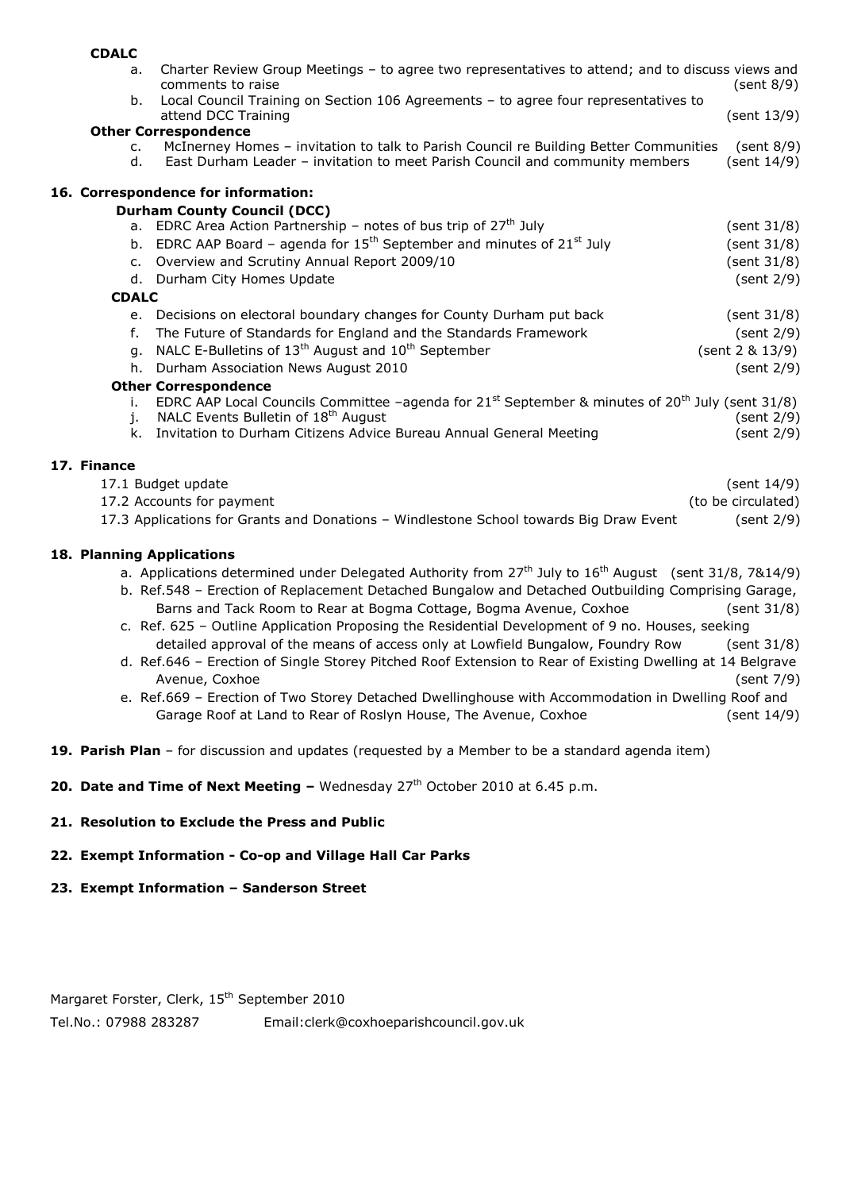**CDALC**

a. Charter Review Group Meetings – to agree two representatives to attend; and to discuss views and comments to raise (sent 8/9)

b. Local Council Training on Section 106 Agreements – to agree four representatives to attend DCC Training (sent 13/9)

**Other Correspondence**

c. McInerney Homes – invitation to talk to Parish Council re Building Better Communities (sent 8/9)

d. East Durham Leader – invitation to meet Parish Council and community members (sent 14/9)

**16. Correspondence for information:**

**Durham County Council (DCC)**

a. EDRC Area Action Partnership – notes of bus trip of 27th July (sent 31/8)

b. EDRC AAP Board – agenda for 15th September and minutes of 21st July (sent 31/8)

c. Overview and Scrutiny Annual Report 2009/10 (sent 31/8)

d. Durham City Homes Update (sent 2/9)

**CDALC**

e. Decisions on electoral boundary changes for County Durham put back (sent 31/8)

f. The Future of Standards for England and the Standards Framework (sent 2/9)

g. NALC E-Bulletins of 13th August and 10th September (sent 2 & 13/9)

h. Durham Association News August 2010 (sent 2/9)

**Other Correspondence**

i. EDRC AAP Local Councils Committee –agenda for 21st September & minutes of 20th July (sent 31/8)

j. NALC Events Bulletin of 18th August (sent 2/9)

k. Invitation to Durham Citizens Advice Bureau Annual General Meeting (sent 2/9)

**17. Finance**

17.1 Budget update (sent 14/9)

17.2 Accounts for payment (to be circulated)

17.3 Applications for Grants and Donations – Windlestone School towards Big Draw Event (sent 2/9)

**18. Planning Applications**

a. Applications determined under Delegated Authority from 27th July to 16th August (sent 31/8, 7&14/9)

b. Ref.548 – Erection of Replacement Detached Bungalow and Detached Outbuilding Comprising Garage, Barns and Tack Room to Rear at Bogma Cottage, Bogma Avenue, Coxhoe (sent 31/8)

c. Ref. 625 – Outline Application Proposing the Residential Development of 9 no. Houses, seeking detailed approval of the means of access only at Lowfield Bungalow, Foundry Row (sent 31/8)

d. Ref.646 – Erection of Single Storey Pitched Roof Extension to Rear of Existing Dwelling at 14 Belgrave Avenue, Coxhoe (sent 7/9)

e. Ref.669 – Erection of Two Storey Detached Dwellinghouse with Accommodation in Dwelling Roof and Garage Roof at Land to Rear of Roslyn House, The Avenue, Coxhoe (sent 14/9)

**19. Parish Plan** – for discussion and updates (requested by a Member to be a standard agenda item)

**20. Date and Time of Next Meeting –** Wednesday 27th October 2010 at 6.45 p.m.

**21. Resolution to Exclude the Press and Public**

**22. Exempt Information - Co-op and Village Hall Car Parks**

**23. Exempt Information – Sanderson Street**

Margaret Forster, Clerk, 15th September 2010

Tel.No.: 07988 283287 Email:clerk@coxhoeparishcouncil.gov.uk